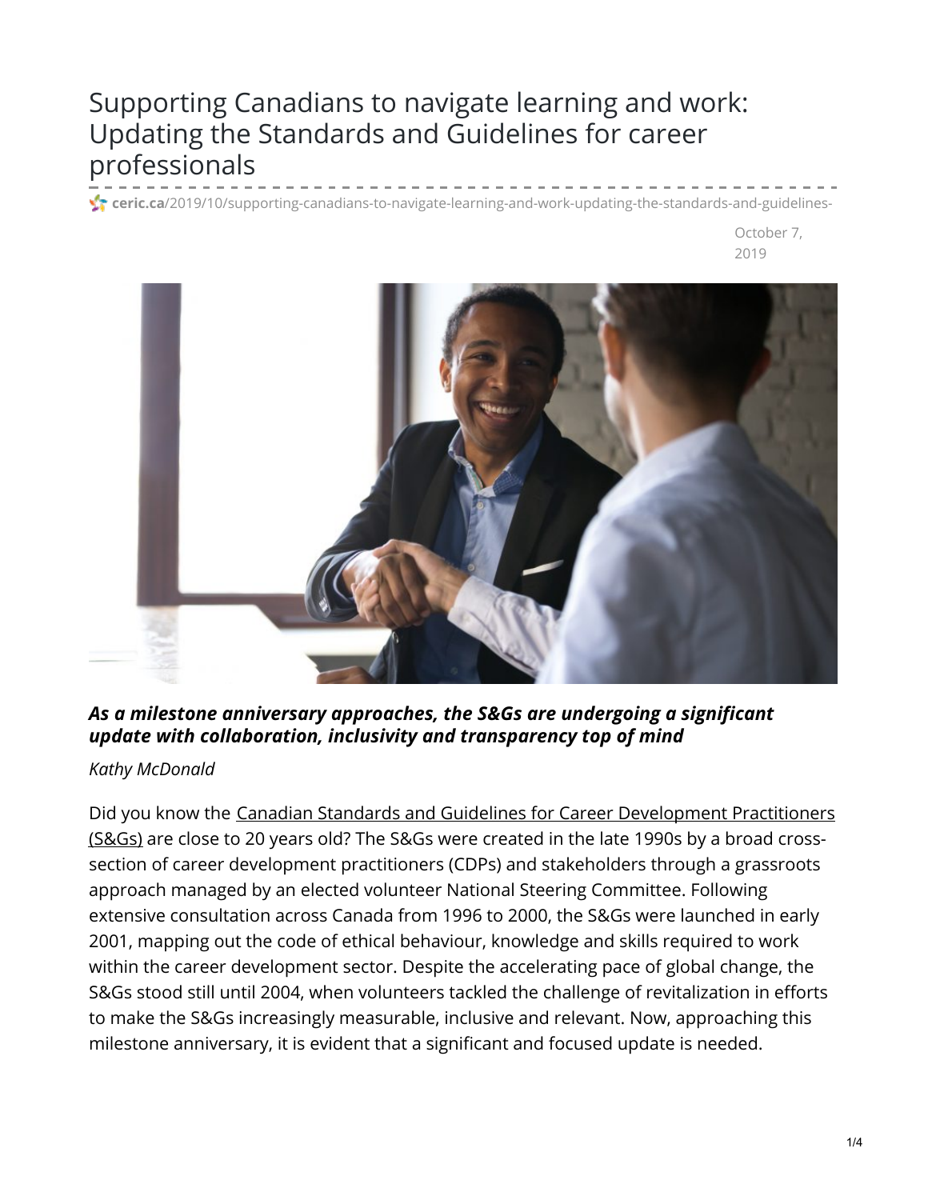# Supporting Canadians to navigate learning and work: Updating the Standards and Guidelines for career professionals

ceric.ca/2019/10/supporting-canadians-to-navigate-learning-and-work-updating-the-standards-and-guidelines-

October 7, 2019

***As a milestone anniversary approaches, the S&Gs are undergoing a significant update with collaboration, inclusivity and transparency top of mind***

*Kathy McDonald*

Did you know the Canadian Standards and Guidelines for Career Development Practitioners (S&Gs) are close to 20 years old? The S&Gs were created in the late 1990s by a broad cross-section of career development practitioners (CDPs) and stakeholders through a grassroots approach managed by an elected volunteer National Steering Committee. Following extensive consultation across Canada from 1996 to 2000, the S&Gs were launched in early 2001, mapping out the code of ethical behaviour, knowledge and skills required to work within the career development sector. Despite the accelerating pace of global change, the S&Gs stood still until 2004, when volunteers tackled the challenge of revitalization in efforts to make the S&Gs increasingly measurable, inclusive and relevant. Now, approaching this milestone anniversary, it is evident that a significant and focused update is needed.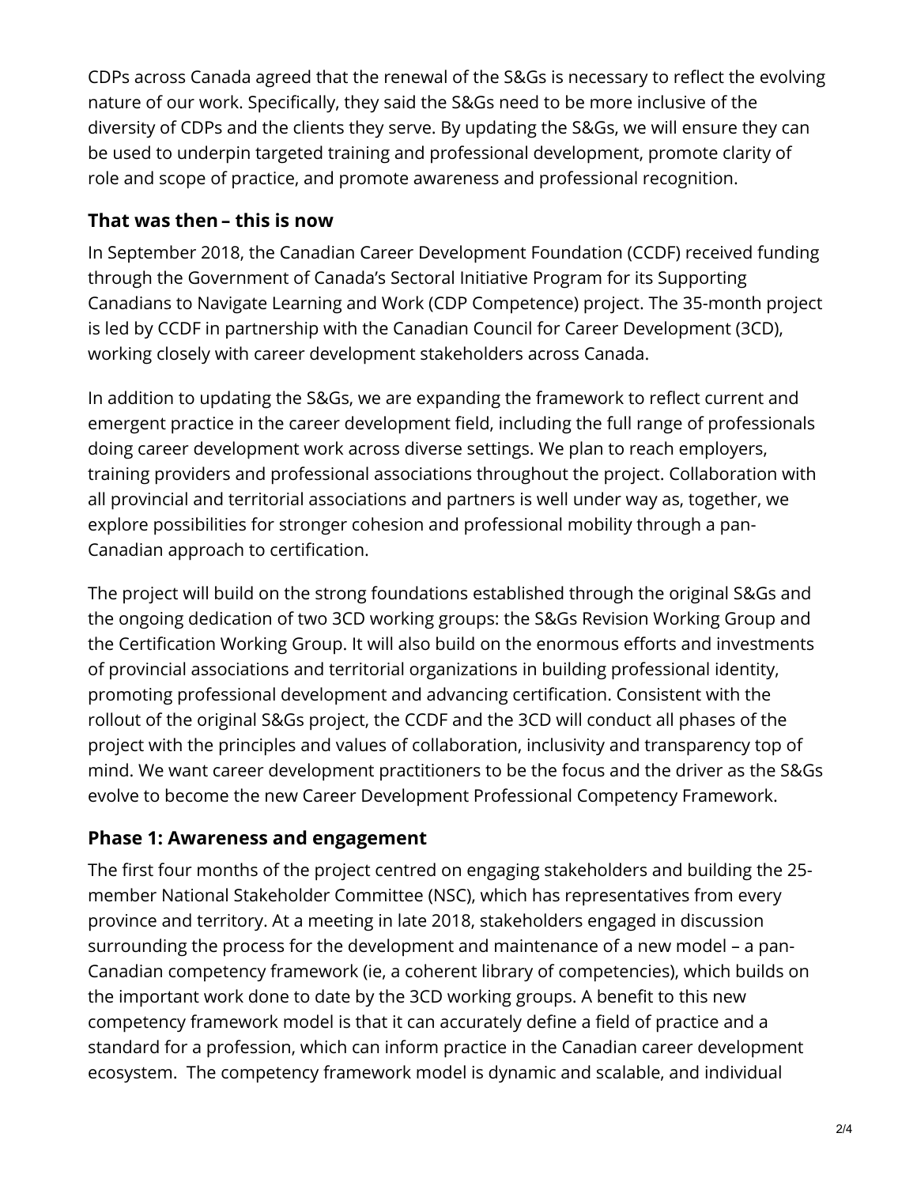CDPs across Canada agreed that the renewal of the S&Gs is necessary to reflect the evolving nature of our work. Specifically, they said the S&Gs need to be more inclusive of the diversity of CDPs and the clients they serve. By updating the S&Gs, we will ensure they can be used to underpin targeted training and professional development, promote clarity of role and scope of practice, and promote awareness and professional recognition.

### That was then – this is now

In September 2018, the Canadian Career Development Foundation (CCDF) received funding through the Government of Canada's Sectoral Initiative Program for its Supporting Canadians to Navigate Learning and Work (CDP Competence) project. The 35-month project is led by CCDF in partnership with the Canadian Council for Career Development (3CD), working closely with career development stakeholders across Canada.

In addition to updating the S&Gs, we are expanding the framework to reflect current and emergent practice in the career development field, including the full range of professionals doing career development work across diverse settings. We plan to reach employers, training providers and professional associations throughout the project. Collaboration with all provincial and territorial associations and partners is well under way as, together, we explore possibilities for stronger cohesion and professional mobility through a pan-Canadian approach to certification.

The project will build on the strong foundations established through the original S&Gs and the ongoing dedication of two 3CD working groups: the S&Gs Revision Working Group and the Certification Working Group. It will also build on the enormous efforts and investments of provincial associations and territorial organizations in building professional identity, promoting professional development and advancing certification. Consistent with the rollout of the original S&Gs project, the CCDF and the 3CD will conduct all phases of the project with the principles and values of collaboration, inclusivity and transparency top of mind. We want career development practitioners to be the focus and the driver as the S&Gs evolve to become the new Career Development Professional Competency Framework.

### Phase 1: Awareness and engagement

The first four months of the project centred on engaging stakeholders and building the 25-member National Stakeholder Committee (NSC), which has representatives from every province and territory. At a meeting in late 2018, stakeholders engaged in discussion surrounding the process for the development and maintenance of a new model – a pan-Canadian competency framework (ie, a coherent library of competencies), which builds on the important work done to date by the 3CD working groups. A benefit to this new competency framework model is that it can accurately define a field of practice and a standard for a profession, which can inform practice in the Canadian career development ecosystem. The competency framework model is dynamic and scalable, and individual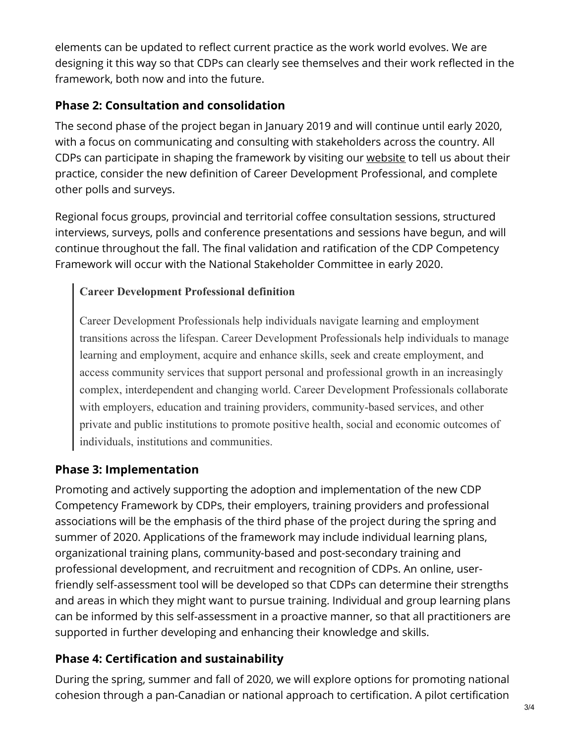elements can be updated to reflect current practice as the work world evolves. We are designing it this way so that CDPs can clearly see themselves and their work reflected in the framework, both now and into the future.

### Phase 2: Consultation and consolidation

The second phase of the project began in January 2019 and will continue until early 2020, with a focus on communicating and consulting with stakeholders across the country. All CDPs can participate in shaping the framework by visiting our website to tell us about their practice, consider the new definition of Career Development Professional, and complete other polls and surveys.

Regional focus groups, provincial and territorial coffee consultation sessions, structured interviews, surveys, polls and conference presentations and sessions have begun, and will continue throughout the fall. The final validation and ratification of the CDP Competency Framework will occur with the National Stakeholder Committee in early 2020.

> **Career Development Professional definition**
>
> Career Development Professionals help individuals navigate learning and employment transitions across the lifespan. Career Development Professionals help individuals to manage learning and employment, acquire and enhance skills, seek and create employment, and access community services that support personal and professional growth in an increasingly complex, interdependent and changing world. Career Development Professionals collaborate with employers, education and training providers, community-based services, and other private and public institutions to promote positive health, social and economic outcomes of individuals, institutions and communities.

### Phase 3: Implementation

Promoting and actively supporting the adoption and implementation of the new CDP Competency Framework by CDPs, their employers, training providers and professional associations will be the emphasis of the third phase of the project during the spring and summer of 2020. Applications of the framework may include individual learning plans, organizational training plans, community-based and post-secondary training and professional development, and recruitment and recognition of CDPs. An online, user-friendly self-assessment tool will be developed so that CDPs can determine their strengths and areas in which they might want to pursue training. Individual and group learning plans can be informed by this self-assessment in a proactive manner, so that all practitioners are supported in further developing and enhancing their knowledge and skills.

### Phase 4: Certification and sustainability

During the spring, summer and fall of 2020, we will explore options for promoting national cohesion through a pan-Canadian or national approach to certification. A pilot certification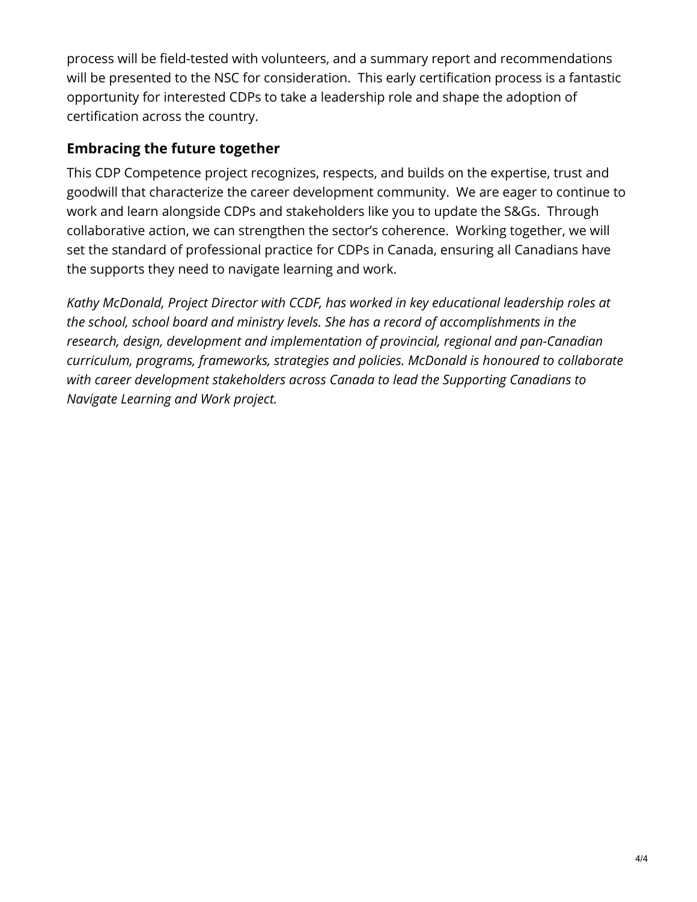process will be field-tested with volunteers, and a summary report and recommendations will be presented to the NSC for consideration. This early certification process is a fantastic opportunity for interested CDPs to take a leadership role and shape the adoption of certification across the country.

## Embracing the future together

This CDP Competence project recognizes, respects, and builds on the expertise, trust and goodwill that characterize the career development community. We are eager to continue to work and learn alongside CDPs and stakeholders like you to update the S&Gs. Through collaborative action, we can strengthen the sector's coherence. Working together, we will set the standard of professional practice for CDPs in Canada, ensuring all Canadians have the supports they need to navigate learning and work.

*Kathy McDonald, Project Director with CCDF, has worked in key educational leadership roles at the school, school board and ministry levels. She has a record of accomplishments in the research, design, development and implementation of provincial, regional and pan-Canadian curriculum, programs, frameworks, strategies and policies. McDonald is honoured to collaborate with career development stakeholders across Canada to lead the Supporting Canadians to Navigate Learning and Work project.*